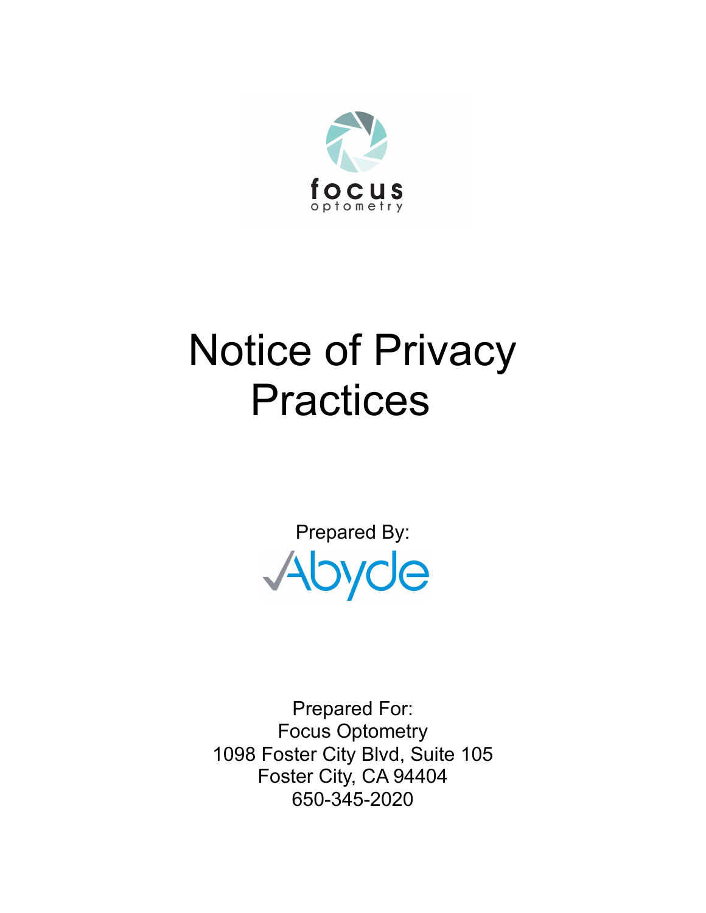focus
optometry

# Notice of Privacy Practices

Prepared By:

Abyde

Prepared For:
Focus Optometry
1098 Foster City Blvd, Suite 105
Foster City, CA 94404
650-345-2020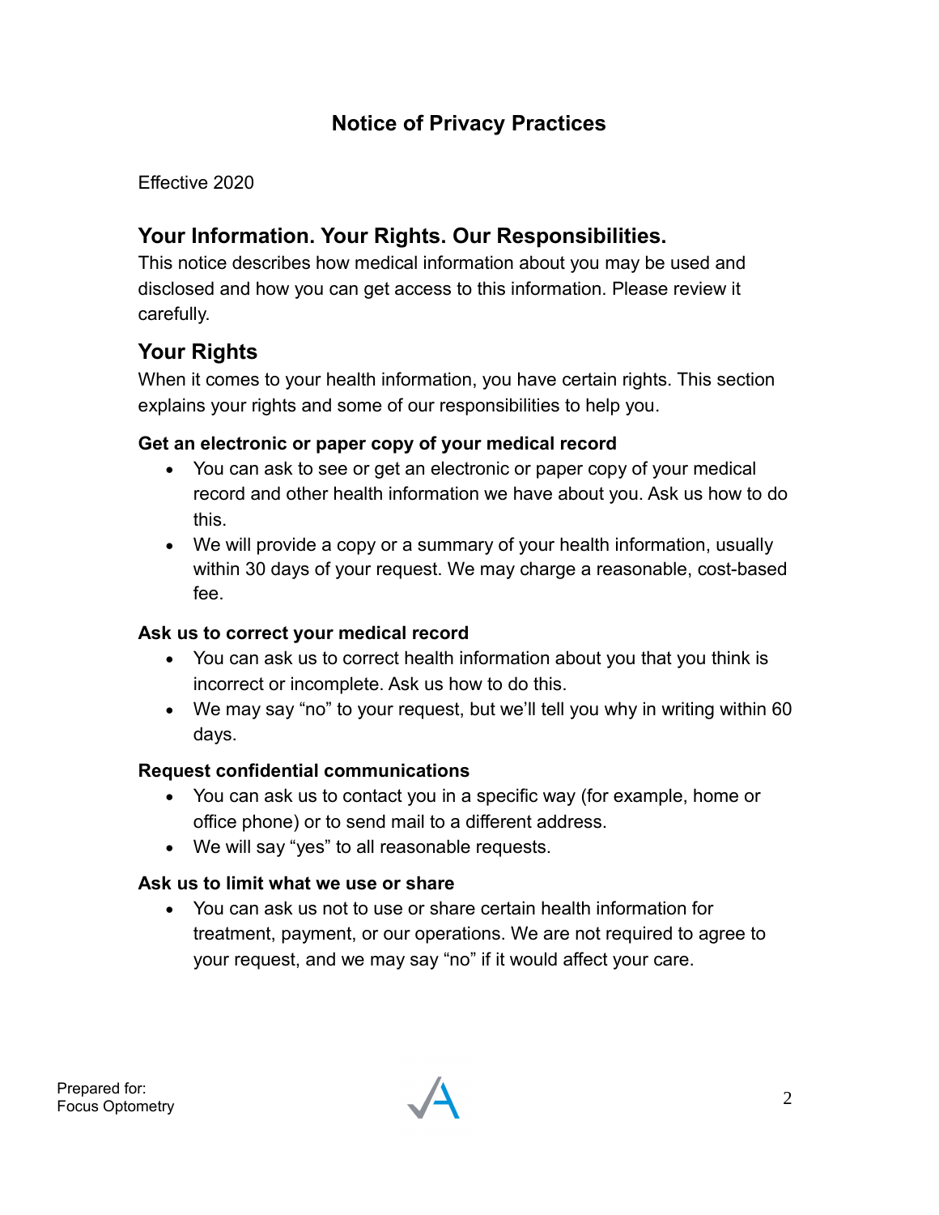# Notice of Privacy Practices

Effective 2020

## Your Information. Your Rights. Our Responsibilities.

This notice describes how medical information about you may be used and disclosed and how you can get access to this information. Please review it carefully.

## Your Rights

When it comes to your health information, you have certain rights. This section explains your rights and some of our responsibilities to help you.

**Get an electronic or paper copy of your medical record**

- You can ask to see or get an electronic or paper copy of your medical record and other health information we have about you. Ask us how to do this.
- We will provide a copy or a summary of your health information, usually within 30 days of your request. We may charge a reasonable, cost-based fee.

**Ask us to correct your medical record**

- You can ask us to correct health information about you that you think is incorrect or incomplete. Ask us how to do this.
- We may say "no" to your request, but we'll tell you why in writing within 60 days.

**Request confidential communications**

- You can ask us to contact you in a specific way (for example, home or office phone) or to send mail to a different address.
- We will say "yes" to all reasonable requests.

**Ask us to limit what we use or share**

- You can ask us not to use or share certain health information for treatment, payment, or our operations. We are not required to agree to your request, and we may say "no" if it would affect your care.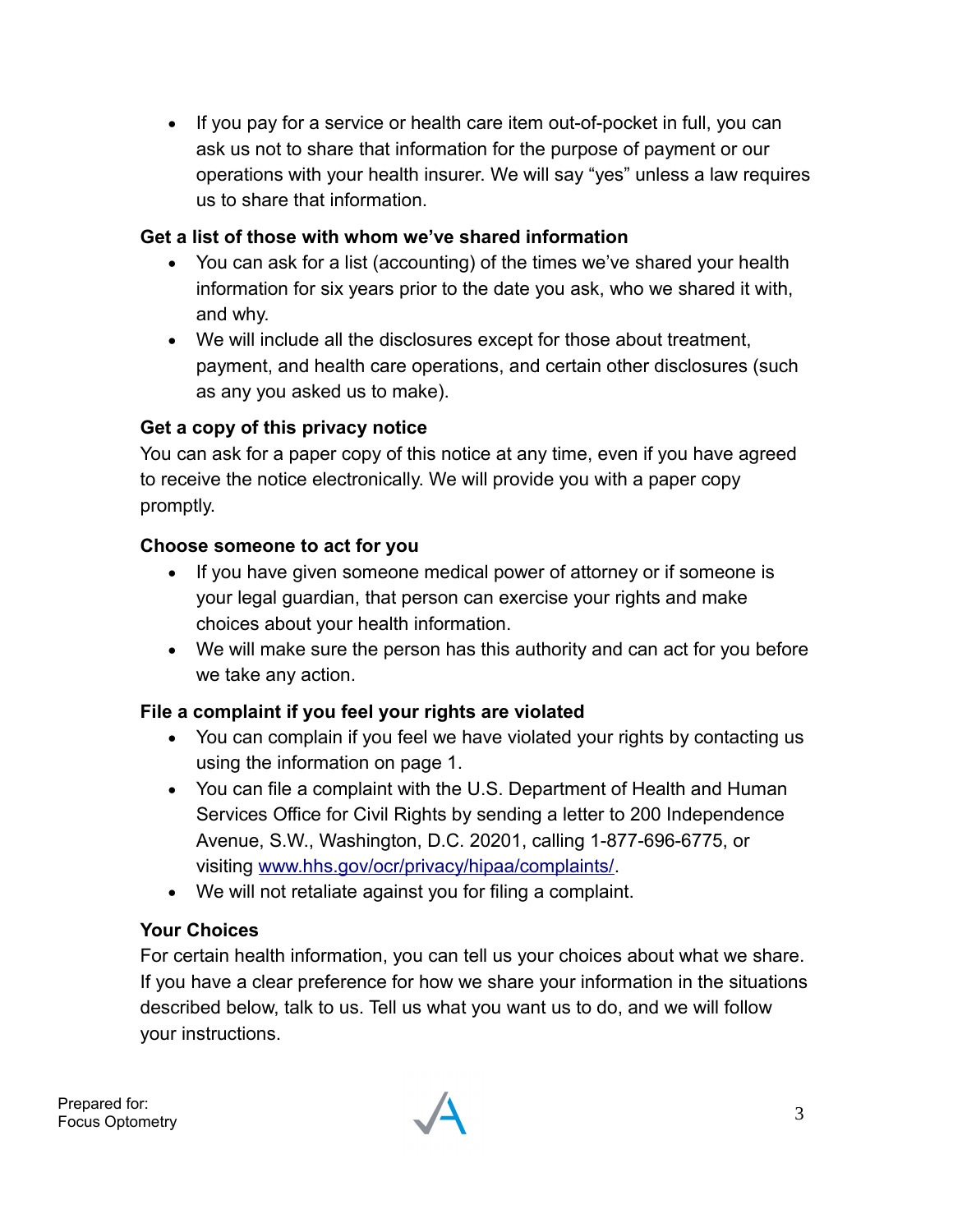- If you pay for a service or health care item out-of-pocket in full, you can ask us not to share that information for the purpose of payment or our operations with your health insurer. We will say “yes” unless a law requires us to share that information.

**Get a list of those with whom we’ve shared information**

- You can ask for a list (accounting) of the times we’ve shared your health information for six years prior to the date you ask, who we shared it with, and why.
- We will include all the disclosures except for those about treatment, payment, and health care operations, and certain other disclosures (such as any you asked us to make).

**Get a copy of this privacy notice**

You can ask for a paper copy of this notice at any time, even if you have agreed to receive the notice electronically. We will provide you with a paper copy promptly.

**Choose someone to act for you**

- If you have given someone medical power of attorney or if someone is your legal guardian, that person can exercise your rights and make choices about your health information.
- We will make sure the person has this authority and can act for you before we take any action.

**File a complaint if you feel your rights are violated**

- You can complain if you feel we have violated your rights by contacting us using the information on page 1.
- You can file a complaint with the U.S. Department of Health and Human Services Office for Civil Rights by sending a letter to 200 Independence Avenue, S.W., Washington, D.C. 20201, calling 1-877-696-6775, or visiting [www.hhs.gov/ocr/privacy/hipaa/complaints/](http://www.hhs.gov/ocr/privacy/hipaa/complaints/).
- We will not retaliate against you for filing a complaint.

**Your Choices**

For certain health information, you can tell us your choices about what we share. If you have a clear preference for how we share your information in the situations described below, talk to us. Tell us what you want us to do, and we will follow your instructions.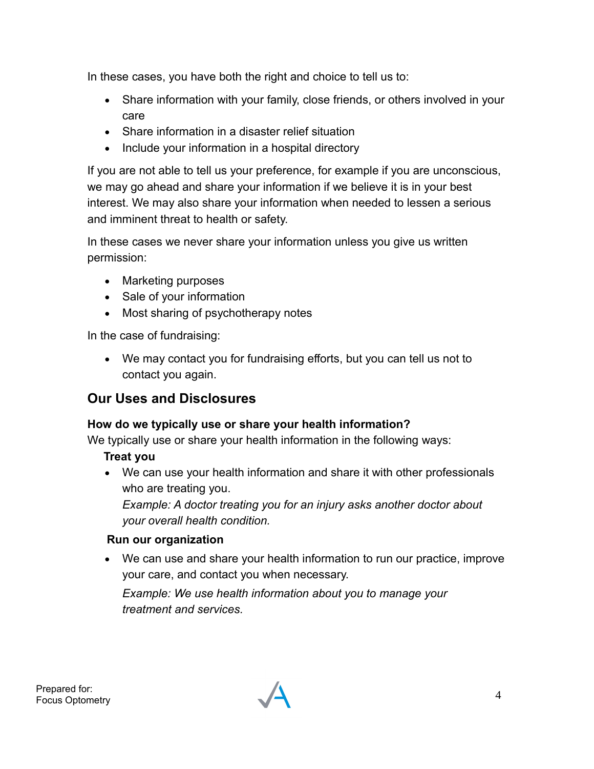In these cases, you have both the right and choice to tell us to:

- Share information with your family, close friends, or others involved in your care
- Share information in a disaster relief situation
- Include your information in a hospital directory

If you are not able to tell us your preference, for example if you are unconscious, we may go ahead and share your information if we believe it is in your best interest. We may also share your information when needed to lessen a serious and imminent threat to health or safety.

In these cases we never share your information unless you give us written permission:

- Marketing purposes
- Sale of your information
- Most sharing of psychotherapy notes

In the case of fundraising:

- We may contact you for fundraising efforts, but you can tell us not to contact you again.

## Our Uses and Disclosures

**How do we typically use or share your health information?**
We typically use or share your health information in the following ways:

**Treat you**

- We can use your health information and share it with other professionals who are treating you.
  *Example: A doctor treating you for an injury asks another doctor about your overall health condition.*

**Run our organization**

- We can use and share your health information to run our practice, improve your care, and contact you when necessary.
  *Example: We use health information about you to manage your treatment and services.*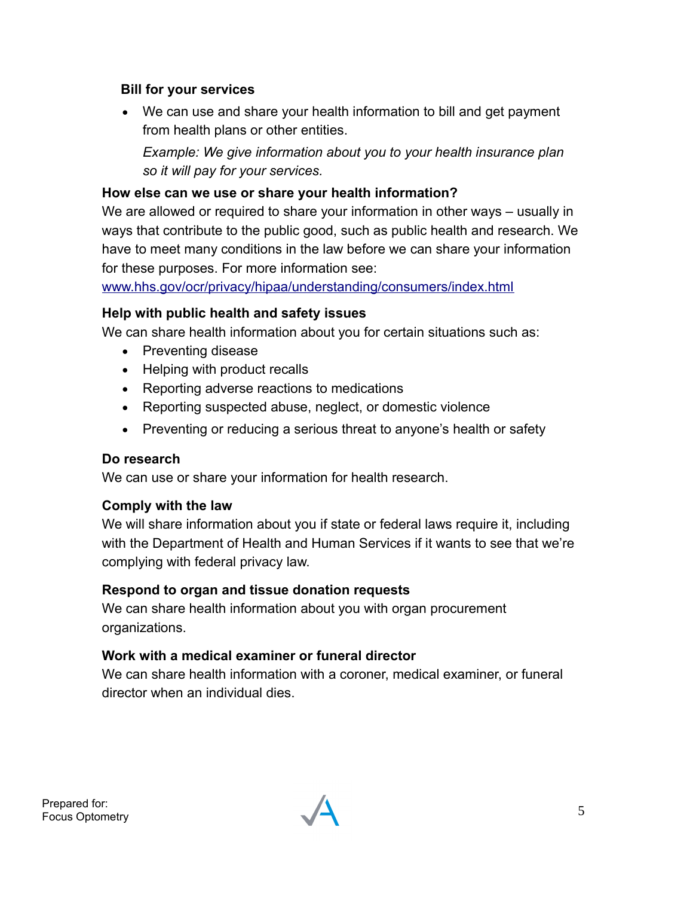### Bill for your services

- We can use and share your health information to bill and get payment from health plans or other entities.

  *Example: We give information about you to your health insurance plan so it will pay for your services.*

### How else can we use or share your health information?

We are allowed or required to share your information in other ways – usually in ways that contribute to the public good, such as public health and research. We have to meet many conditions in the law before we can share your information for these purposes. For more information see: [www.hhs.gov/ocr/privacy/hipaa/understanding/consumers/index.html](http://www.hhs.gov/ocr/privacy/hipaa/understanding/consumers/index.html)

### Help with public health and safety issues

We can share health information about you for certain situations such as:

- Preventing disease
- Helping with product recalls
- Reporting adverse reactions to medications
- Reporting suspected abuse, neglect, or domestic violence
- Preventing or reducing a serious threat to anyone's health or safety

### Do research

We can use or share your information for health research.

### Comply with the law

We will share information about you if state or federal laws require it, including with the Department of Health and Human Services if it wants to see that we're complying with federal privacy law.

### Respond to organ and tissue donation requests

We can share health information about you with organ procurement organizations.

### Work with a medical examiner or funeral director

We can share health information with a coroner, medical examiner, or funeral director when an individual dies.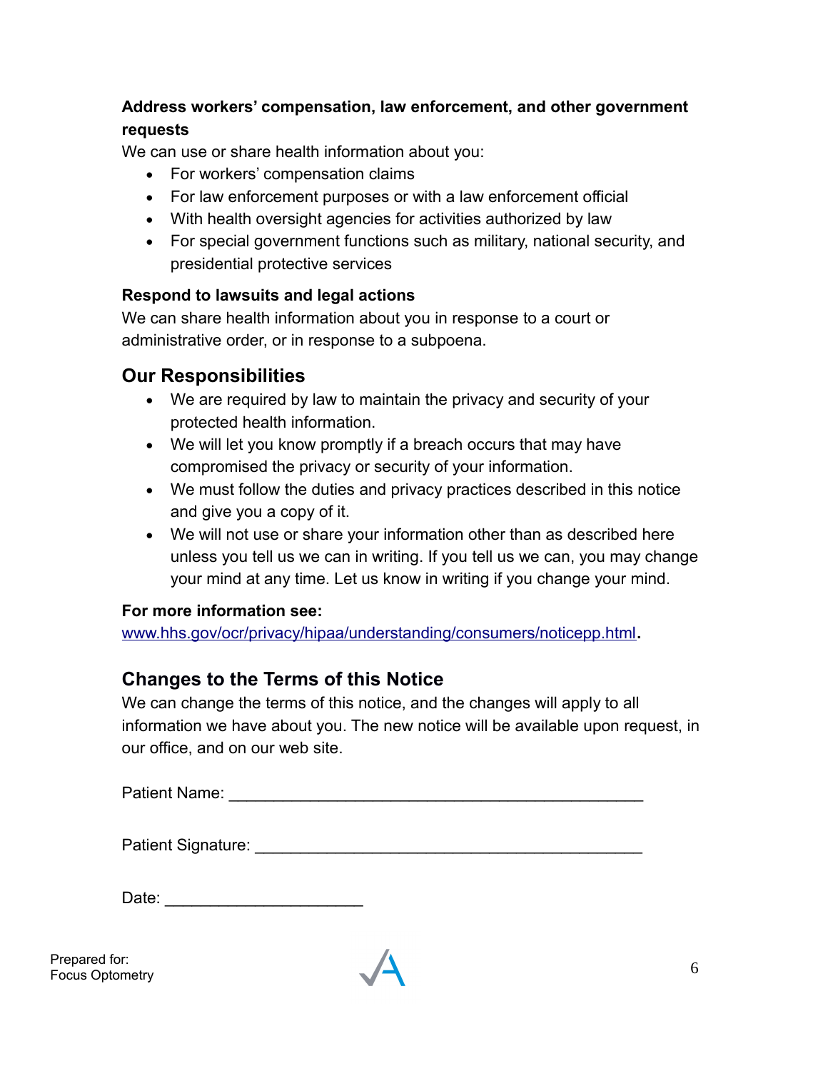**Address workers' compensation, law enforcement, and other government requests**

We can use or share health information about you:

- For workers' compensation claims
- For law enforcement purposes or with a law enforcement official
- With health oversight agencies for activities authorized by law
- For special government functions such as military, national security, and presidential protective services

**Respond to lawsuits and legal actions**

We can share health information about you in response to a court or administrative order, or in response to a subpoena.

## Our Responsibilities

- We are required by law to maintain the privacy and security of your protected health information.
- We will let you know promptly if a breach occurs that may have compromised the privacy or security of your information.
- We must follow the duties and privacy practices described in this notice and give you a copy of it.
- We will not use or share your information other than as described here unless you tell us we can in writing. If you tell us we can, you may change your mind at any time. Let us know in writing if you change your mind.

**For more information see:**
www.hhs.gov/ocr/privacy/hipaa/understanding/consumers/noticepp.html**.**

## Changes to the Terms of this Notice

We can change the terms of this notice, and the changes will apply to all information we have about you. The new notice will be available upon request, in our office, and on our web site.

Patient Name: ______________________________________________

Patient Signature: ___________________________________________

Date: _____________________

Prepared for:
Focus Optometry